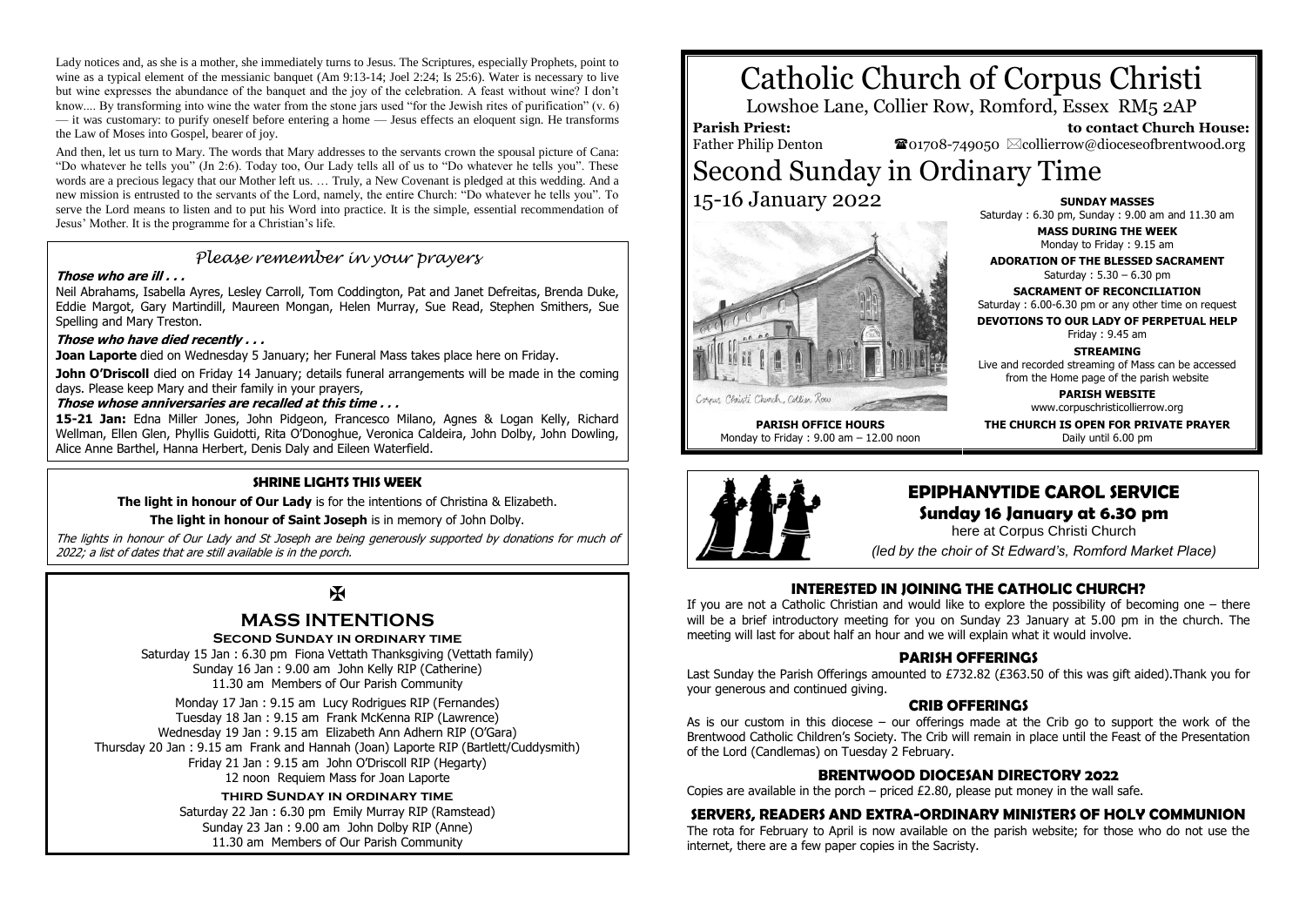Lady notices and, as she is a mother, she immediately turns to Jesus. The Scriptures, especially Prophets, point to wine as a typical element of the messianic banquet (Am 9:13-14; Joel 2:24; Is 25:6). Water is necessary to live but wine expresses the abundance of the banquet and the joy of the celebration. A feast without wine? I don't know.... By transforming into wine the water from the stone jars used "for the Jewish rites of purification" (v. 6) — it was customary: to purify oneself before entering a home — Jesus effects an eloquent sign. He transforms the Law of Moses into Gospel, bearer of joy.

And then, let us turn to Mary. The words that Mary addresses to the servants crown the spousal picture of Cana: "Do whatever he tells you" (Jn 2:6). Today too, Our Lady tells all of us to "Do whatever he tells you". These words are a precious legacy that our Mother left us. … Truly, a New Covenant is pledged at this wedding. And a new mission is entrusted to the servants of the Lord, namely, the entire Church: "Do whatever he tells you". To serve the Lord means to listen and to put his Word into practice. It is the simple, essential recommendation of Jesus' Mother. It is the programme for a Christian's life.

## *Please remember in your prayers*

***Those who are ill . . .***

Neil Abrahams, Isabella Ayres, Lesley Carroll, Tom Coddington, Pat and Janet Defreitas, Brenda Duke, Eddie Margot, Gary Martindill, Maureen Mongan, Helen Murray, Sue Read, Stephen Smithers, Sue Spelling and Mary Treston.

***Those who have died recently . . .***

**Joan Laporte** died on Wednesday 5 January; her Funeral Mass takes place here on Friday.

**John O'Driscoll** died on Friday 14 January; details funeral arrangements will be made in the coming days. Please keep Mary and their family in your prayers,

***Those whose anniversaries are recalled at this time . . .***

**15-21 Jan:** Edna Miller Jones, John Pidgeon, Francesco Milano, Agnes & Logan Kelly, Richard Wellman, Ellen Glen, Phyllis Guidotti, Rita O'Donoghue, Veronica Caldeira, John Dolby, John Dowling, Alice Anne Barthel, Hanna Herbert, Denis Daly and Eileen Waterfield.

## SHRINE LIGHTS THIS WEEK

**The light in honour of Our Lady** is for the intentions of Christina & Elizabeth.

**The light in honour of Saint Joseph** is in memory of John Dolby.

*The lights in honour of Our Lady and St Joseph are being generously supported by donations for much of 2022; a list of dates that are still available is in the porch.*

✠

## MASS INTENTIONS

### Second Sunday in ordinary time

Saturday 15 Jan : 6.30 pm Fiona Vettath Thanksgiving (Vettath family)
Sunday 16 Jan : 9.00 am John Kelly RIP (Catherine)
11.30 am Members of Our Parish Community

Monday 17 Jan : 9.15 am Lucy Rodrigues RIP (Fernandes)
Tuesday 18 Jan : 9.15 am Frank McKenna RIP (Lawrence)
Wednesday 19 Jan : 9.15 am Elizabeth Ann Adhern RIP (O'Gara)
Thursday 20 Jan : 9.15 am Frank and Hannah (Joan) Laporte RIP (Bartlett/Cuddysmith)
Friday 21 Jan : 9.15 am John O'Driscoll RIP (Hegarty)
12 noon Requiem Mass for Joan Laporte

### third Sunday in ordinary time

Saturday 22 Jan : 6.30 pm Emily Murray RIP (Ramstead)
Sunday 23 Jan : 9.00 am John Dolby RIP (Anne)
11.30 am Members of Our Parish Community

# Catholic Church of Corpus Christi

Lowshoe Lane, Collier Row, Romford, Essex RM5 2AP

**Parish Priest:** Father Philip Denton

**to contact Church House:** ☎01708-749050 ✉collierrow@dioceseofbrentwood.org

# Second Sunday in Ordinary Time

15-16 January 2022

Corpus Christi Church, Collier Row

**PARISH OFFICE HOURS**
Monday to Friday : 9.00 am – 12.00 noon

**SUNDAY MASSES**
Saturday : 6.30 pm, Sunday : 9.00 am and 11.30 am

**MASS DURING THE WEEK**
Monday to Friday : 9.15 am

**ADORATION OF THE BLESSED SACRAMENT**
Saturday : 5.30 – 6.30 pm

**SACRAMENT OF RECONCILIATION**
Saturday : 6.00-6.30 pm or any other time on request

**DEVOTIONS TO OUR LADY OF PERPETUAL HELP**
Friday : 9.45 am

**STREAMING**
Live and recorded streaming of Mass can be accessed from the Home page of the parish website

**PARISH WEBSITE**
www.corpuschristicollierrow.org

**THE CHURCH IS OPEN FOR PRIVATE PRAYER**
Daily until 6.00 pm

## EPIPHANYTIDE CAROL SERVICE

### Sunday 16 January at 6.30 pm

here at Corpus Christi Church

*(led by the choir of St Edward's, Romford Market Place)*

## INTERESTED IN JOINING THE CATHOLIC CHURCH?

If you are not a Catholic Christian and would like to explore the possibility of becoming one – there will be a brief introductory meeting for you on Sunday 23 January at 5.00 pm in the church. The meeting will last for about half an hour and we will explain what it would involve.

## PARISH OFFERINGS

Last Sunday the Parish Offerings amounted to £732.82 (£363.50 of this was gift aided).Thank you for your generous and continued giving.

## CRIB OFFERINGS

As is our custom in this diocese – our offerings made at the Crib go to support the work of the Brentwood Catholic Children's Society. The Crib will remain in place until the Feast of the Presentation of the Lord (Candlemas) on Tuesday 2 February.

## BRENTWOOD DIOCESAN DIRECTORY 2022

Copies are available in the porch – priced £2.80, please put money in the wall safe.

## SERVERS, READERS AND EXTRA-ORDINARY MINISTERS OF HOLY COMMUNION

The rota for February to April is now available on the parish website; for those who do not use the internet, there are a few paper copies in the Sacristy.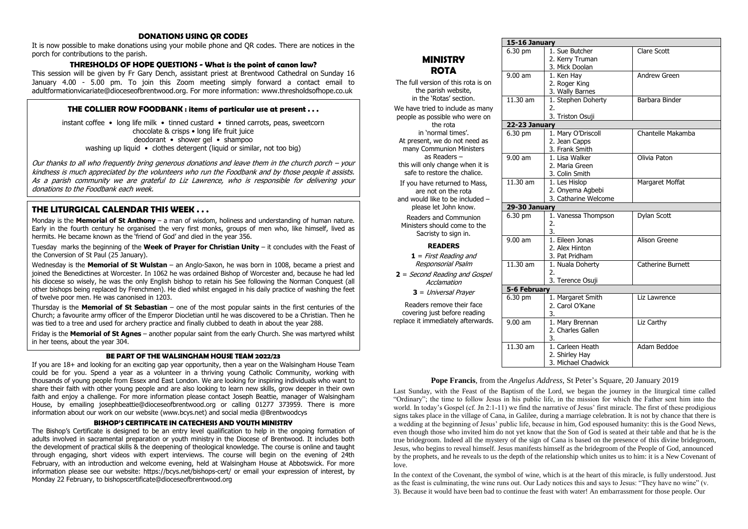## DONATIONS USING QR CODES

It is now possible to make donations using your mobile phone and QR codes. There are notices in the porch for contributions to the parish.

## THRESHOLDS OF HOPE QUESTIONS - What is the point of canon law?

This session will be given by Fr Gary Dench, assistant priest at Brentwood Cathedral on Sunday 16 January 4.00 - 5.00 pm. To join this Zoom meeting simply forward a contact email to adultformationvicariate@dioceseofbrentwood.org. For more information: www.thresholdsofhope.co.uk

## THE COLLIER ROW FOODBANK : items of particular use at present . . .

instant coffee • long life milk • tinned custard • tinned carrots, peas, sweetcorn
chocolate & crisps • long life fruit juice
deodorant • shower gel • shampoo
washing up liquid • clothes detergent (liquid or similar, not too big)

*Our thanks to all who frequently bring generous donations and leave them in the church porch – your kindness is much appreciated by the volunteers who run the Foodbank and by those people it assists. As a parish community we are grateful to Liz Lawrence, who is responsible for delivering your donations to the Foodbank each week.*

## THE LITURGICAL CALENDAR THIS WEEK . . .

Monday is the **Memorial of St Anthony** – a man of wisdom, holiness and understanding of human nature. Early in the fourth century he organised the very first monks, groups of men who, like himself, lived as hermits. He became known as the 'friend of God' and died in the year 356.

Tuesday marks the beginning of the **Week of Prayer for Christian Unity** – it concludes with the Feast of the Conversion of St Paul (25 January).

Wednesday is the **Memorial of St Wulstan** – an Anglo-Saxon, he was born in 1008, became a priest and joined the Benedictines at Worcester. In 1062 he was ordained Bishop of Worcester and, because he had led his diocese so wisely, he was the only English bishop to retain his See following the Norman Conquest (all other bishops being replaced by Frenchmen). He died whilst engaged in his daily practice of washing the feet of twelve poor men. He was canonised in 1203.

Thursday is the **Memorial of St Sebastian** – one of the most popular saints in the first centuries of the Church; a favourite army officer of the Emperor Diocletian until he was discovered to be a Christian. Then he was tied to a tree and used for archery practice and finally clubbed to death in about the year 288.

Friday is the **Memorial of St Agnes** – another popular saint from the early Church. She was martyred whilst in her teens, about the year 304.

## BE PART OF THE WALSINGHAM HOUSE TEAM 2022/23

If you are 18+ and looking for an exciting gap year opportunity, then a year on the Walsingham House Team could be for you. Spend a year as a volunteer in a thriving young Catholic Community, working with thousands of young people from Essex and East London. We are looking for inspiring individuals who want to share their faith with other young people and are also looking to learn new skills, grow deeper in their own faith and enjoy a challenge. For more information please contact Joseph Beattie, manager of Walsingham House, by emailing josephbeattie@dioceseofbrentwood.org or calling 01277 373959. There is more information about our work on our website (www.bcys.net) and social media @Brentwoodcys

## BISHOP'S CERTIFICATE IN CATECHESIS AND YOUTH MINISTRY

The Bishop's Certificate is designed to be an entry level qualification to help in the ongoing formation of adults involved in sacramental preparation or youth ministry in the Diocese of Brentwood. It includes both the development of practical skills & the deepening of theological knowledge. The course is online and taught through engaging, short videos with expert interviews. The course will begin on the evening of 24th February, with an introduction and welcome evening, held at Walsingham House at Abbotswick. For more information please see our website: https://bcys.net/bishops-cert/ or email your expression of interest, by Monday 22 February, to bishopscertificate@dioceseofbrentwood.org

## MINISTRY ROTA

The full version of this rota is on the parish website, in the 'Rotas' section.

We have tried to include as many people as possible who were on the rota in 'normal times'.

At present, we do not need as many Communion Ministers as Readers – this will only change when it is safe to restore the chalice.

If you have returned to Mass, are not on the rota and would like to be included – please let John know.

Readers and Communion Ministers should come to the Sacristy to sign in.

### READERS

**1** = *First Reading and Responsorial Psalm*

**2** = *Second Reading and Gospel Acclamation*

**3** = *Universal Prayer*

Readers remove their face covering just before reading replace it immediately afterwards.

| | | |
|---|---|---|
| **15-16 January** | | |
| 6.30 pm | 1. Sue Butcher<br>2. Kerry Truman<br>3. Mick Doolan | Clare Scott |
| 9.00 am | 1. Ken Hay<br>2. Roger King<br>3. Wally Barnes | Andrew Green |
| 11.30 am | 1. Stephen Doherty<br>2.<br>3. Triston Osuji | Barbara Binder |
| **22-23 January** | | |
| 6.30 pm | 1. Mary O'Driscoll<br>2. Jean Capps<br>3. Frank Smith | Chantelle Makamba |
| 9.00 am | 1. Lisa Walker<br>2. Maria Green<br>3. Colin Smith | Olivia Paton |
| 11.30 am | 1. Les Hislop<br>2. Onyema Agbebi<br>3. Catharine Welcome | Margaret Moffat |
| **29-30 January** | | |
| 6.30 pm | 1. Vanessa Thompson<br>2.<br>3. | Dylan Scott |
| 9.00 am | 1. Eileen Jonas<br>2. Alex Hinton<br>3. Pat Pridham | Alison Greene |
| 11.30 am | 1. Nuala Doherty<br>2.<br>3. Terence Osuji | Catherine Burnett |
| **5-6 February** | | |
| 6.30 pm | 1. Margaret Smith<br>2. Carol O'Kane<br>3. | Liz Lawrence |
| 9.00 am | 1. Mary Brennan<br>2. Charles Gallen<br>3. | Liz Carthy |
| 11.30 am | 1. Carleen Heath<br>2. Shirley Hay<br>3. Michael Chadwick | Adam Beddoe |

**Pope Francis**, from the *Angelus Address*, St Peter's Square, 20 January 2019

Last Sunday, with the Feast of the Baptism of the Lord, we began the journey in the liturgical time called "Ordinary"; the time to follow Jesus in his public life, in the mission for which the Father sent him into the world. In today's Gospel (cf. Jn 2:1-11) we find the narrative of Jesus' first miracle. The first of these prodigious signs takes place in the village of Cana, in Galilee, during a marriage celebration. It is not by chance that there is a wedding at the beginning of Jesus' public life, because in him, God espoused humanity: this is the Good News, even though those who invited him do not yet know that the Son of God is seated at their table and that he is the true bridegroom. Indeed all the mystery of the sign of Cana is based on the presence of this divine bridegroom, Jesus, who begins to reveal himself. Jesus manifests himself as the bridegroom of the People of God, announced by the prophets, and he reveals to us the depth of the relationship which unites us to him: it is a New Covenant of love.

In the context of the Covenant, the symbol of wine, which is at the heart of this miracle, is fully understood. Just as the feast is culminating, the wine runs out. Our Lady notices this and says to Jesus: "They have no wine" (v. 3). Because it would have been bad to continue the feast with water! An embarrassment for those people. Our